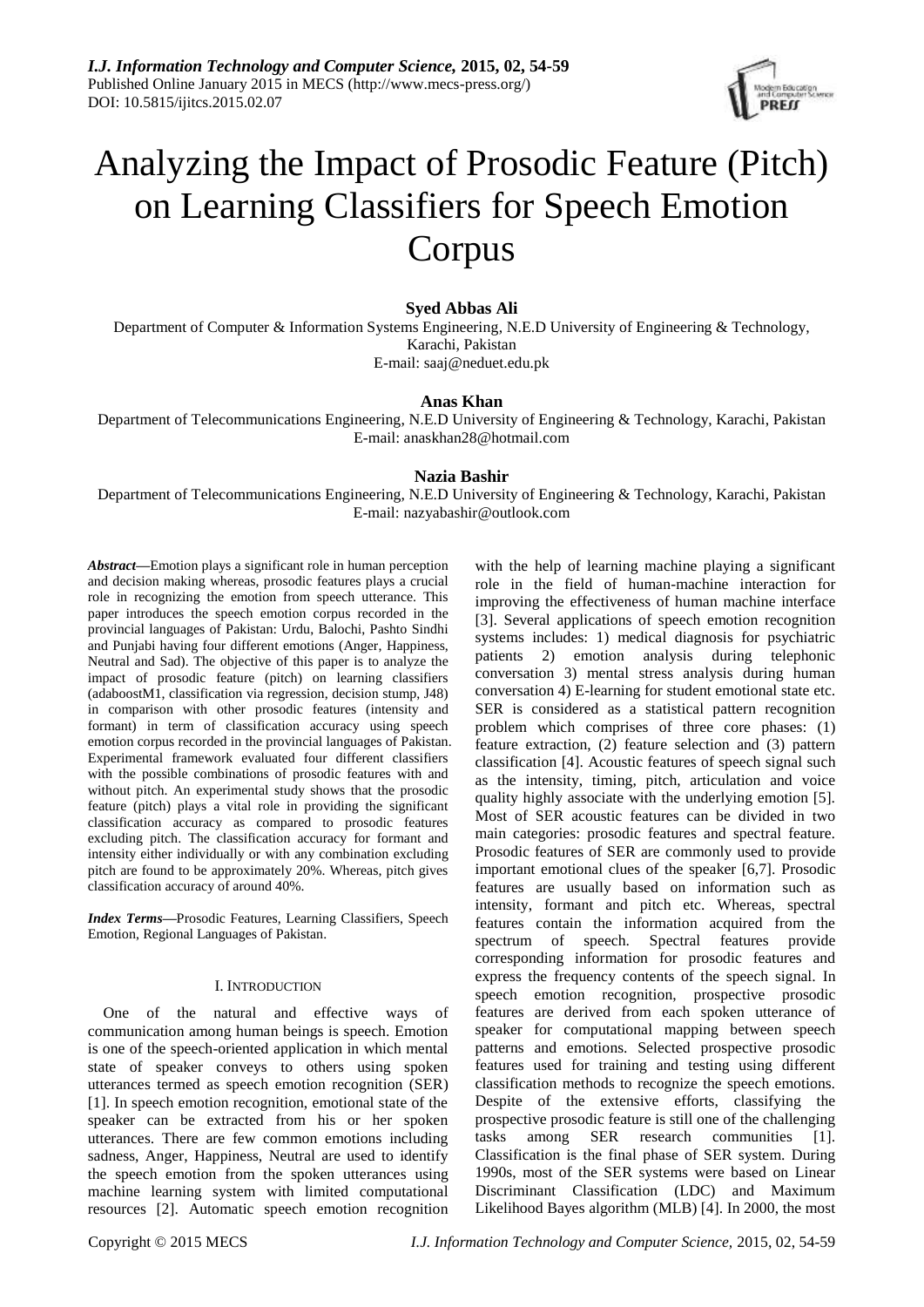# Analyzing the Impact of Prosodic Feature (Pitch) on Learning Classifiers for Speech Emotion Corpus

**Syed Abbas Ali**

Department of Computer & Information Systems Engineering, N.E.D University of Engineering & Technology, Karachi, Pakistan

E-mail: saaj@neduet.edu.pk

**Anas Khan**

Department of Telecommunications Engineering, N.E.D University of Engineering & Technology, Karachi, Pakistan

E-mail: anaskhan28@hotmail.com

**Nazia Bashir**

Department of Telecommunications Engineering, N.E.D University of Engineering & Technology, Karachi, Pakistan

E-mail: nazyabashir@outlook.com

***Abstract*****—**Emotion plays a significant role in human perception and decision making whereas, prosodic features plays a crucial role in recognizing the emotion from speech utterance. This paper introduces the speech emotion corpus recorded in the provincial languages of Pakistan: Urdu, Balochi, Pashto Sindhi and Punjabi having four different emotions (Anger, Happiness, Neutral and Sad). The objective of this paper is to analyze the impact of prosodic feature (pitch) on learning classifiers (adaboostM1, classification via regression, decision stump, J48) in comparison with other prosodic features (intensity and formant) in term of classification accuracy using speech emotion corpus recorded in the provincial languages of Pakistan. Experimental framework evaluated four different classifiers with the possible combinations of prosodic features with and without pitch. An experimental study shows that the prosodic feature (pitch) plays a vital role in providing the significant classification accuracy as compared to prosodic features excluding pitch. The classification accuracy for formant and intensity either individually or with any combination excluding pitch are found to be approximately 20%. Whereas, pitch gives classification accuracy of around 40%.

***Index Terms*****—**Prosodic Features, Learning Classifiers, Speech Emotion, Regional Languages of Pakistan.

## I. Introduction

One of the natural and effective ways of communication among human beings is speech. Emotion is one of the speech-oriented application in which mental state of speaker conveys to others using spoken utterances termed as speech emotion recognition (SER) [1]. In speech emotion recognition, emotional state of the speaker can be extracted from his or her spoken utterances. There are few common emotions including sadness, Anger, Happiness, Neutral are used to identify the speech emotion from the spoken utterances using machine learning system with limited computational resources [2]. Automatic speech emotion recognition with the help of learning machine playing a significant role in the field of human-machine interaction for improving the effectiveness of human machine interface [3]. Several applications of speech emotion recognition systems includes: 1) medical diagnosis for psychiatric patients 2) emotion analysis during telephonic conversation 3) mental stress analysis during human conversation 4) E-learning for student emotional state etc. SER is considered as a statistical pattern recognition problem which comprises of three core phases: (1) feature extraction, (2) feature selection and (3) pattern classification [4]. Acoustic features of speech signal such as the intensity, timing, pitch, articulation and voice quality highly associate with the underlying emotion [5]. Most of SER acoustic features can be divided in two main categories: prosodic features and spectral feature. Prosodic features of SER are commonly used to provide important emotional clues of the speaker [6,7]. Prosodic features are usually based on information such as intensity, formant and pitch etc. Whereas, spectral features contain the information acquired from the spectrum of speech. Spectral features provide corresponding information for prosodic features and express the frequency contents of the speech signal. In speech emotion recognition, prospective prosodic features are derived from each spoken utterance of speaker for computational mapping between speech patterns and emotions. Selected prospective prosodic features used for training and testing using different classification methods to recognize the speech emotions. Despite of the extensive efforts, classifying the prospective prosodic feature is still one of the challenging tasks among SER research communities [1]. Classification is the final phase of SER system. During 1990s, most of the SER systems were based on Linear Discriminant Classification (LDC) and Maximum Likelihood Bayes algorithm (MLB) [4]. In 2000, the most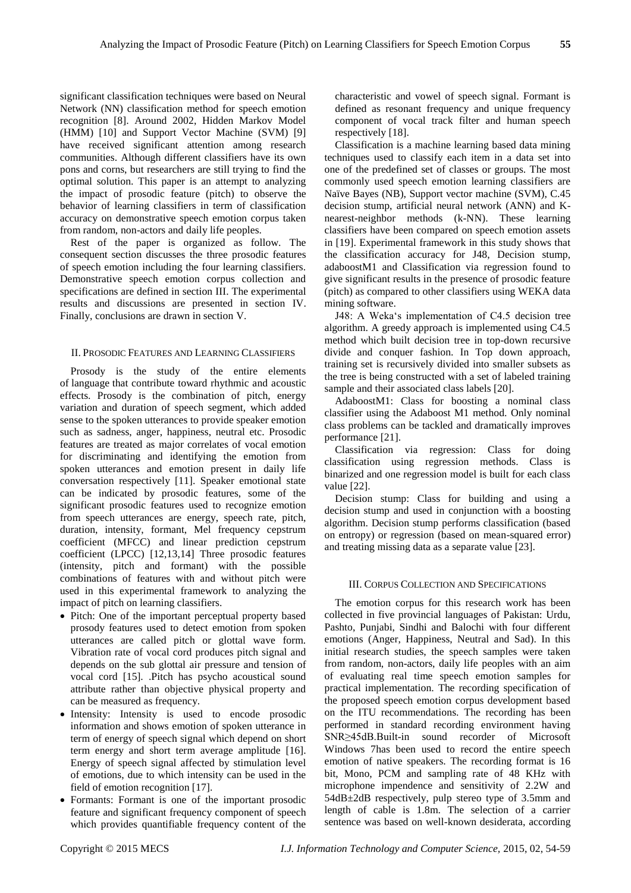significant classification techniques were based on Neural Network (NN) classification method for speech emotion recognition [8]. Around 2002, Hidden Markov Model (HMM) [10] and Support Vector Machine (SVM) [9] have received significant attention among research communities. Although different classifiers have its own pons and corns, but researchers are still trying to find the optimal solution. This paper is an attempt to analyzing the impact of prosodic feature (pitch) to observe the behavior of learning classifiers in term of classification accuracy on demonstrative speech emotion corpus taken from random, non-actors and daily life peoples.

Rest of the paper is organized as follow. The consequent section discusses the three prosodic features of speech emotion including the four learning classifiers. Demonstrative speech emotion corpus collection and specifications are defined in section III. The experimental results and discussions are presented in section IV. Finally, conclusions are drawn in section V.

## II. Prosodic Features and Learning Classifiers

Prosody is the study of the entire elements of language that contribute toward rhythmic and acoustic effects. Prosody is the combination of pitch, energy variation and duration of speech segment, which added sense to the spoken utterances to provide speaker emotion such as sadness, anger, happiness, neutral etc. Prosodic features are treated as major correlates of vocal emotion for discriminating and identifying the emotion from spoken utterances and emotion present in daily life conversation respectively [11]. Speaker emotional state can be indicated by prosodic features, some of the significant prosodic features used to recognize emotion from speech utterances are energy, speech rate, pitch, duration, intensity, formant, Mel frequency cepstrum coefficient (MFCC) and linear prediction cepstrum coefficient (LPCC) [12,13,14] Three prosodic features (intensity, pitch and formant) with the possible combinations of features with and without pitch were used in this experimental framework to analyzing the impact of pitch on learning classifiers.

- Pitch: One of the important perceptual property based prosody features used to detect emotion from spoken utterances are called pitch or glottal wave form. Vibration rate of vocal cord produces pitch signal and depends on the sub glottal air pressure and tension of vocal cord [15]. .Pitch has psycho acoustical sound attribute rather than objective physical property and can be measured as frequency.
- Intensity: Intensity is used to encode prosodic information and shows emotion of spoken utterance in term of energy of speech signal which depend on short term energy and short term average amplitude [16]. Energy of speech signal affected by stimulation level of emotions, due to which intensity can be used in the field of emotion recognition [17].
- Formants: Formant is one of the important prosodic feature and significant frequency component of speech which provides quantifiable frequency content of the characteristic and vowel of speech signal. Formant is defined as resonant frequency and unique frequency component of vocal track filter and human speech respectively [18].

Classification is a machine learning based data mining techniques used to classify each item in a data set into one of the predefined set of classes or groups. The most commonly used speech emotion learning classifiers are Naïve Bayes (NB), Support vector machine (SVM), C.45 decision stump, artificial neural network (ANN) and K-nearest-neighbor methods (k-NN). These learning classifiers have been compared on speech emotion assets in [19]. Experimental framework in this study shows that the classification accuracy for J48, Decision stump, adaboostM1 and Classification via regression found to give significant results in the presence of prosodic feature (pitch) as compared to other classifiers using WEKA data mining software.

J48: A Weka's implementation of C4.5 decision tree algorithm. A greedy approach is implemented using C4.5 method which built decision tree in top-down recursive divide and conquer fashion. In Top down approach, training set is recursively divided into smaller subsets as the tree is being constructed with a set of labeled training sample and their associated class labels [20].

AdaboostM1: Class for boosting a nominal class classifier using the Adaboost M1 method. Only nominal class problems can be tackled and dramatically improves performance [21].

Classification via regression: Class for doing classification using regression methods. Class is binarized and one regression model is built for each class value [22].

Decision stump: Class for building and using a decision stump and used in conjunction with a boosting algorithm. Decision stump performs classification (based on entropy) or regression (based on mean-squared error) and treating missing data as a separate value [23].

## III. Corpus Collection and Specifications

The emotion corpus for this research work has been collected in five provincial languages of Pakistan: Urdu, Pashto, Punjabi, Sindhi and Balochi with four different emotions (Anger, Happiness, Neutral and Sad). In this initial research studies, the speech samples were taken from random, non-actors, daily life peoples with an aim of evaluating real time speech emotion samples for practical implementation. The recording specification of the proposed speech emotion corpus development based on the ITU recommendations. The recording has been performed in standard recording environment having SNR≥45dB.Built-in sound recorder of Microsoft Windows 7has been used to record the entire speech emotion of native speakers. The recording format is 16 bit, Mono, PCM and sampling rate of 48 KHz with microphone impendence and sensitivity of 2.2W and 54dB±2dB respectively, pulp stereo type of 3.5mm and length of cable is 1.8m. The selection of a carrier sentence was based on well-known desiderata, according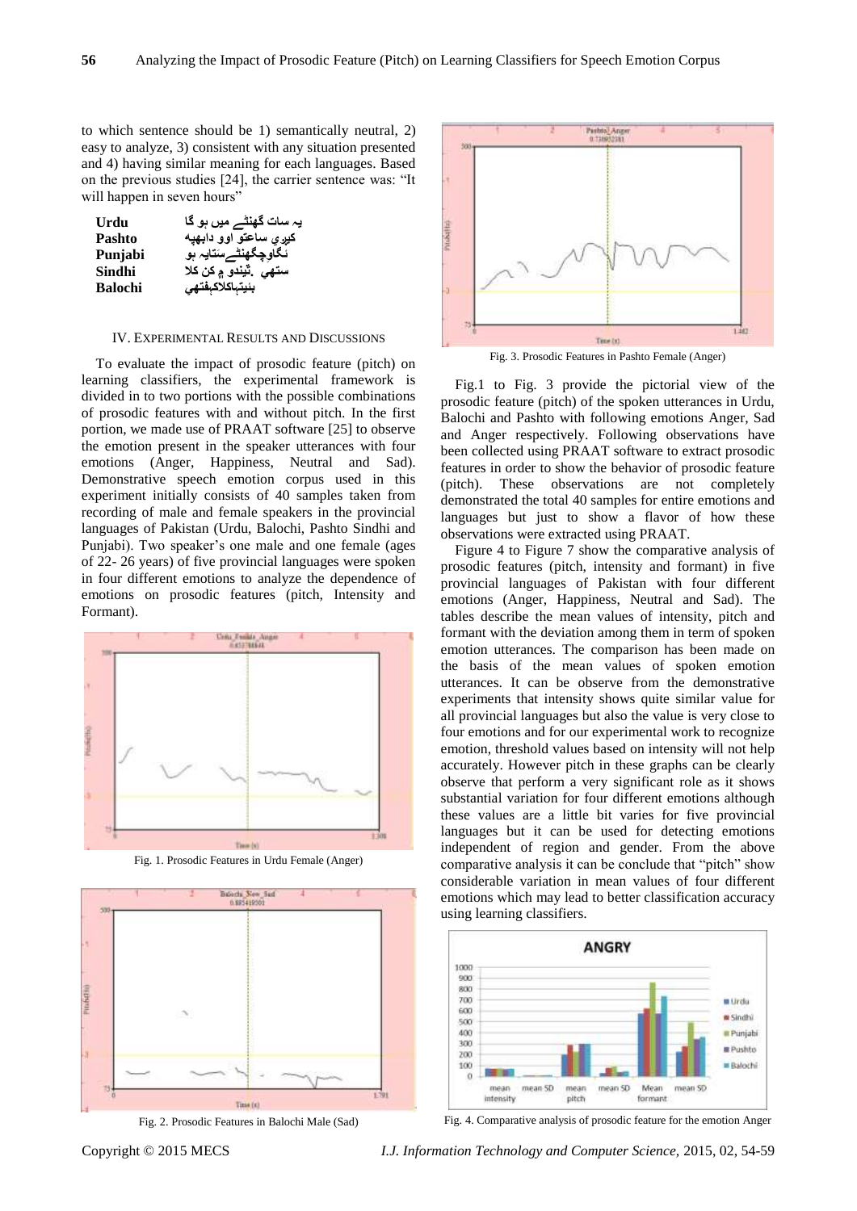to which sentence should be 1) semantically neutral, 2) easy to analyze, 3) consistent with any situation presented and 4) having similar meaning for each languages. Based on the previous studies [24], the carrier sentence was: "It will happen in seven hours"

| | |
|---|---|
| **Urdu** | یہ سات گھنٹے میں ہو گا |
| **Pashto** | کیږي ساعتو اوو دابهپه |
| **Punjabi** | ئےگاوچگھنٹے ستایہ ہو |
| **Sindhi** | ستهي .ٽيندو ۾ ڪن ڪلا |
| **Balochi** | بنیتہاکلاکہفتھي |

## IV. Experimental Results and Discussions

To evaluate the impact of prosodic feature (pitch) on learning classifiers, the experimental framework is divided in to two portions with the possible combinations of prosodic features with and without pitch. In the first portion, we made use of PRAAT software [25] to observe the emotion present in the speaker utterances with four emotions (Anger, Happiness, Neutral and Sad). Demonstrative speech emotion corpus used in this experiment initially consists of 40 samples taken from recording of male and female speakers in the provincial languages of Pakistan (Urdu, Balochi, Pashto Sindhi and Punjabi). Two speaker's one male and one female (ages of 22- 26 years) of five provincial languages were spoken in four different emotions to analyze the dependence of emotions on prosodic features (pitch, Intensity and Formant).

Fig. 1. Prosodic Features in Urdu Female (Anger)

Fig. 2. Prosodic Features in Balochi Male (Sad)

Fig. 3. Prosodic Features in Pashto Female (Anger)

Fig.1 to Fig. 3 provide the pictorial view of the prosodic feature (pitch) of the spoken utterances in Urdu, Balochi and Pashto with following emotions Anger, Sad and Anger respectively. Following observations have been collected using PRAAT software to extract prosodic features in order to show the behavior of prosodic feature (pitch). These observations are not completely demonstrated the total 40 samples for entire emotions and languages but just to show a flavor of how these observations were extracted using PRAAT.

Figure 4 to Figure 7 show the comparative analysis of prosodic features (pitch, intensity and formant) in five provincial languages of Pakistan with four different emotions (Anger, Happiness, Neutral and Sad). The tables describe the mean values of intensity, pitch and formant with the deviation among them in term of spoken emotion utterances. The comparison has been made on the basis of the mean values of spoken emotion utterances. It can be observe from the demonstrative experiments that intensity shows quite similar value for all provincial languages but also the value is very close to four emotions and for our experimental work to recognize emotion, threshold values based on intensity will not help accurately. However pitch in these graphs can be clearly observe that perform a very significant role as it shows substantial variation for four different emotions although these values are a little bit varies for five provincial languages but it can be used for detecting emotions independent of region and gender. From the above comparative analysis it can be conclude that "pitch" show considerable variation in mean values of four different emotions which may lead to better classification accuracy using learning classifiers.

Fig. 4. Comparative analysis of prosodic feature for the emotion Anger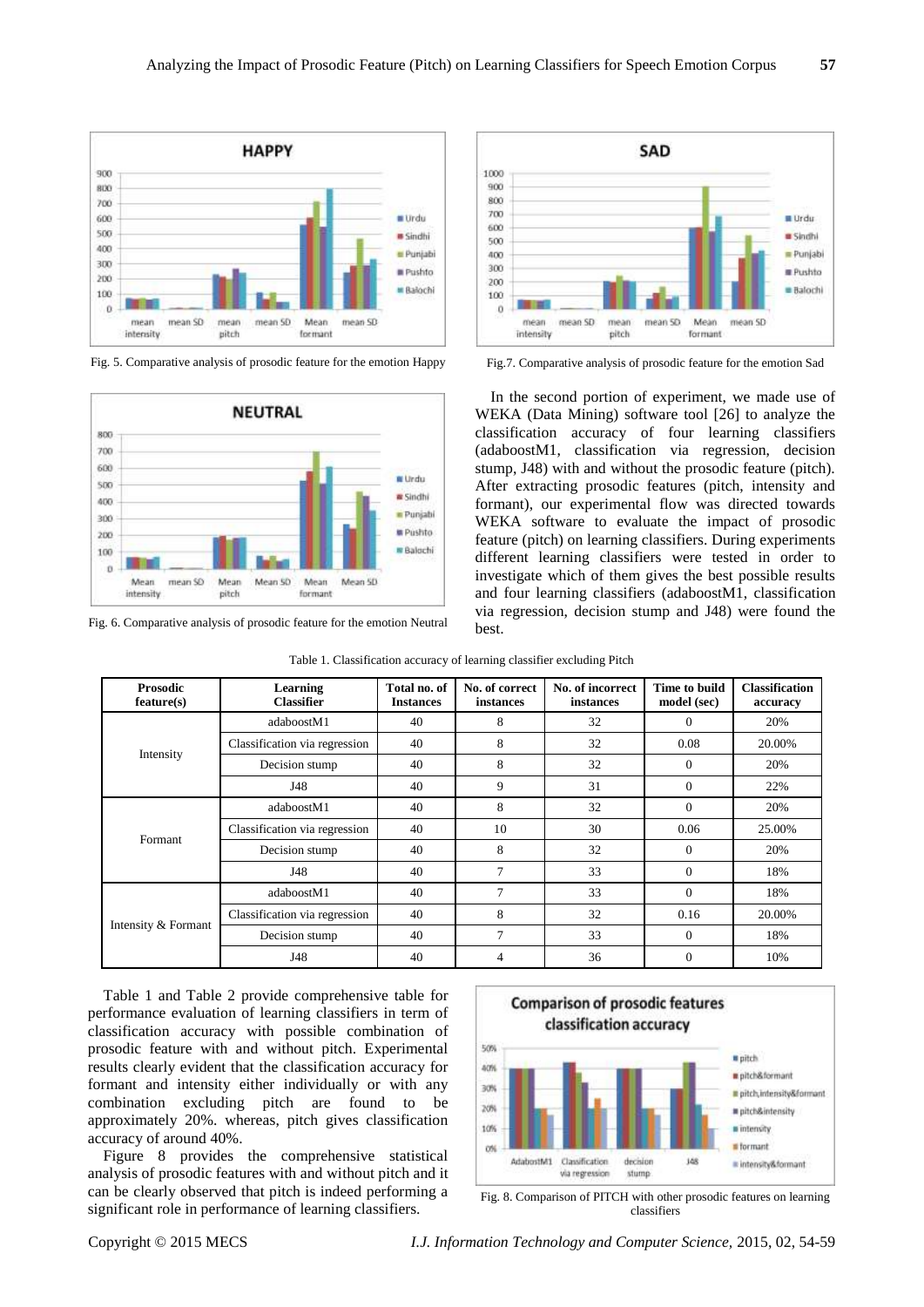Fig. 5. Comparative analysis of prosodic feature for the emotion Happy

Fig. 6. Comparative analysis of prosodic feature for the emotion Neutral

Fig.7. Comparative analysis of prosodic feature for the emotion Sad

In the second portion of experiment, we made use of WEKA (Data Mining) software tool [26] to analyze the classification accuracy of four learning classifiers (adaboostM1, classification via regression, decision stump, J48) with and without the prosodic feature (pitch). After extracting prosodic features (pitch, intensity and formant), our experimental flow was directed towards WEKA software to evaluate the impact of prosodic feature (pitch) on learning classifiers. During experiments different learning classifiers were tested in order to investigate which of them gives the best possible results and four learning classifiers (adaboostM1, classification via regression, decision stump and J48) were found the best.

Table 1. Classification accuracy of learning classifier excluding Pitch

| Prosodic feature(s) | Learning Classifier | Total no. of Instances | No. of correct instances | No. of incorrect instances | Time to build model (sec) | Classification accuracy |
|---|---|---|---|---|---|---|
| Intensity | adaboostM1 | 40 | 8 | 32 | 0 | 20% |
| | Classification via regression | 40 | 8 | 32 | 0.08 | 20.00% |
| | Decision stump | 40 | 8 | 32 | 0 | 20% |
| | J48 | 40 | 9 | 31 | 0 | 22% |
| Formant | adaboostM1 | 40 | 8 | 32 | 0 | 20% |
| | Classification via regression | 40 | 10 | 30 | 0.06 | 25.00% |
| | Decision stump | 40 | 8 | 32 | 0 | 20% |
| | J48 | 40 | 7 | 33 | 0 | 18% |
| Intensity & Formant | adaboostM1 | 40 | 7 | 33 | 0 | 18% |
| | Classification via regression | 40 | 8 | 32 | 0.16 | 20.00% |
| | Decision stump | 40 | 7 | 33 | 0 | 18% |
| | J48 | 40 | 4 | 36 | 0 | 10% |

Table 1 and Table 2 provide comprehensive table for performance evaluation of learning classifiers in term of classification accuracy with possible combination of prosodic feature with and without pitch. Experimental results clearly evident that the classification accuracy for formant and intensity either individually or with any combination excluding pitch are found to be approximately 20%. whereas, pitch gives classification accuracy of around 40%.

Figure 8 provides the comprehensive statistical analysis of prosodic features with and without pitch and it can be clearly observed that pitch is indeed performing a significant role in performance of learning classifiers.

Fig. 8. Comparison of PITCH with other prosodic features on learning classifiers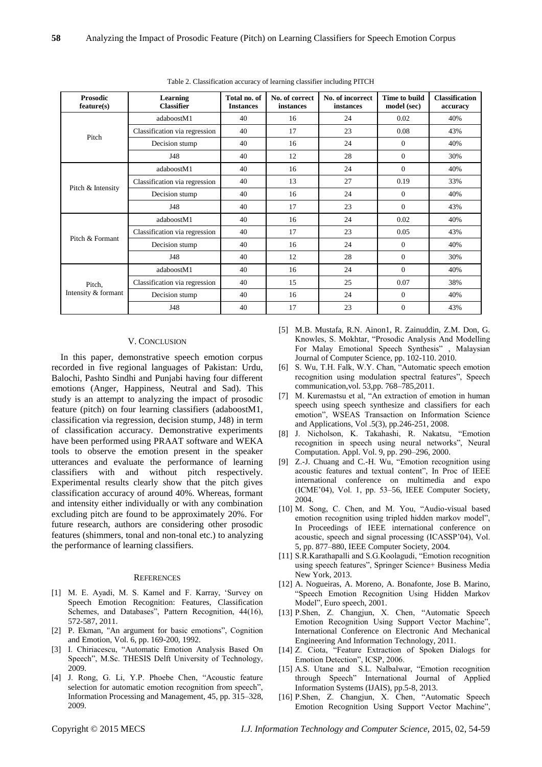Table 2. Classification accuracy of learning classifier including PITCH

| Prosodic feature(s) | Learning Classifier | Total no. of Instances | No. of correct instances | No. of incorrect instances | Time to build model (sec) | Classification accuracy |
|---|---|---|---|---|---|---|
| Pitch | adaboostM1 | 40 | 16 | 24 | 0.02 | 40% |
| | Classification via regression | 40 | 17 | 23 | 0.08 | 43% |
| | Decision stump | 40 | 16 | 24 | 0 | 40% |
| | J48 | 40 | 12 | 28 | 0 | 30% |
| Pitch & Intensity | adaboostM1 | 40 | 16 | 24 | 0 | 40% |
| | Classification via regression | 40 | 13 | 27 | 0.19 | 33% |
| | Decision stump | 40 | 16 | 24 | 0 | 40% |
| | J48 | 40 | 17 | 23 | 0 | 43% |
| Pitch & Formant | adaboostM1 | 40 | 16 | 24 | 0.02 | 40% |
| | Classification via regression | 40 | 17 | 23 | 0.05 | 43% |
| | Decision stump | 40 | 16 | 24 | 0 | 40% |
| | J48 | 40 | 12 | 28 | 0 | 30% |
| Pitch, Intensity & formant | adaboostM1 | 40 | 16 | 24 | 0 | 40% |
| | Classification via regression | 40 | 15 | 25 | 0.07 | 38% |
| | Decision stump | 40 | 16 | 24 | 0 | 40% |
| | J48 | 40 | 17 | 23 | 0 | 43% |

## V. CONCLUSION

In this paper, demonstrative speech emotion corpus recorded in five regional languages of Pakistan: Urdu, Balochi, Pashto Sindhi and Punjabi having four different emotions (Anger, Happiness, Neutral and Sad). This study is an attempt to analyzing the impact of prosodic feature (pitch) on four learning classifiers (adaboostM1, classification via regression, decision stump, J48) in term of classification accuracy. Demonstrative experiments have been performed using PRAAT software and WEKA tools to observe the emotion present in the speaker utterances and evaluate the performance of learning classifiers with and without pitch respectively. Experimental results clearly show that the pitch gives classification accuracy of around 40%. Whereas, formant and intensity either individually or with any combination excluding pitch are found to be approximately 20%. For future research, authors are considering other prosodic features (shimmers, tonal and non-tonal etc.) to analyzing the performance of learning classifiers.

## REFERENCES

[1] M. E. Ayadi, M. S. Kamel and F. Karray, 'Survey on Speech Emotion Recognition: Features, Classification Schemes, and Databases", Pattern Recognition, 44(16), 572-587, 2011.

[2] P. Ekman, "An argument for basic emotions", Cognition and Emotion, Vol. 6, pp. 169-200, 1992.

[3] I. Chiriacescu, "Automatic Emotion Analysis Based On Speech", M.Sc. THESIS Delft University of Technology, 2009.

[4] J. Rong, G. Li, Y.P. Phoebe Chen, "Acoustic feature selection for automatic emotion recognition from speech", Information Processing and Management, 45, pp. 315–328, 2009.

[5] M.B. Mustafa, R.N. Ainon1, R. Zainuddin, Z.M. Don, G. Knowles, S. Mokhtar, "Prosodic Analysis And Modelling For Malay Emotional Speech Synthesis" , Malaysian Journal of Computer Science, pp. 102-110. 2010.

[6] S. Wu, T.H. Falk, W.Y. Chan, "Automatic speech emotion recognition using modulation spectral features", Speech communication,vol. 53,pp. 768–785,2011.

[7] M. Kuremastsu et al, "An extraction of emotion in human speech using speech synthesize and classifiers for each emotion", WSEAS Transaction on Information Science and Applications, Vol .5(3), pp.246-251, 2008.

[8] J. Nicholson, K. Takahashi, R. Nakatsu, "Emotion recognition in speech using neural networks", Neural Computation. Appl. Vol. 9, pp. 290–296, 2000.

[9] Z.-J. Chuang and C.-H. Wu, "Emotion recognition using acoustic features and textual content", In Proc of IEEE international conference on multimedia and expo (ICME'04), Vol. 1, pp. 53–56, IEEE Computer Society, 2004.

[10] M. Song, C. Chen, and M. You, "Audio-visual based emotion recognition using tripled hidden markov model", In Proceedings of IEEE international conference on acoustic, speech and signal processing (ICASSP'04), Vol. 5, pp. 877–880, IEEE Computer Society, 2004.

[11] S.R.Karathapalli and S.G.Koolagudi, "Emotion recognition using speech features", Springer Science+ Business Media New York, 2013.

[12] A. Nogueiras, A. Moreno, A. Bonafonte, Jose B. Marino, "Speech Emotion Recognition Using Hidden Markov Model", Euro speech, 2001.

[13] P.Shen, Z. Changjun, X. Chen, "Automatic Speech Emotion Recognition Using Support Vector Machine", International Conference on Electronic And Mechanical Engineering And Information Technology, 2011.

[14] Z. Ciota, "Feature Extraction of Spoken Dialogs for Emotion Detection", ICSP, 2006.

[15] A.S. Utane and S.L. Nalbalwar, "Emotion recognition through Speech" International Journal of Applied Information Systems (IJAIS), pp.5-8, 2013.

[16] P.Shen, Z. Changjun, X. Chen, "Automatic Speech Emotion Recognition Using Support Vector Machine",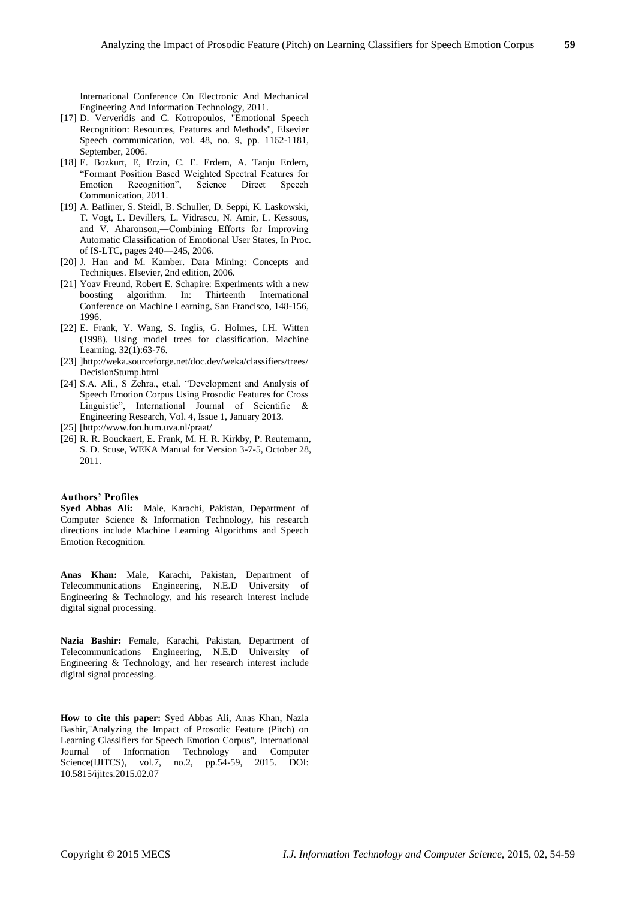International Conference On Electronic And Mechanical Engineering And Information Technology, 2011.

[17] D. Ververidis and C. Kotropoulos, "Emotional Speech Recognition: Resources, Features and Methods", Elsevier Speech communication, vol. 48, no. 9, pp. 1162-1181, September, 2006.

[18] E. Bozkurt, E, Erzin, C. E. Erdem, A. Tanju Erdem, "Formant Position Based Weighted Spectral Features for Emotion Recognition", Science Direct Speech Communication, 2011.

[19] A. Batliner, S. Steidl, B. Schuller, D. Seppi, K. Laskowski, T. Vogt, L. Devillers, L. Vidrascu, N. Amir, L. Kessous, and V. Aharonson,―Combining Efforts for Improving Automatic Classification of Emotional User States, In Proc. of IS-LTC, pages 240—245, 2006.

[20] J. Han and M. Kamber. Data Mining: Concepts and Techniques. Elsevier, 2nd edition, 2006.

[21] Yoav Freund, Robert E. Schapire: Experiments with a new boosting algorithm. In: Thirteenth International Conference on Machine Learning, San Francisco, 148-156, 1996.

[22] E. Frank, Y. Wang, S. Inglis, G. Holmes, I.H. Witten (1998). Using model trees for classification. Machine Learning. 32(1):63-76.

[23] ]http://weka.sourceforge.net/doc.dev/weka/classifiers/trees/DecisionStump.html

[24] S.A. Ali., S Zehra., et.al. "Development and Analysis of Speech Emotion Corpus Using Prosodic Features for Cross Linguistic", International Journal of Scientific & Engineering Research, Vol. 4, Issue 1, January 2013.

[25] [http://www.fon.hum.uva.nl/praat/

[26] R. R. Bouckaert, E. Frank, M. H. R. Kirkby, P. Reutemann, S. D. Scuse, WEKA Manual for Version 3-7-5, October 28, 2011.

### Authors' Profiles

**Syed Abbas Ali:** Male, Karachi, Pakistan, Department of Computer Science & Information Technology, his research directions include Machine Learning Algorithms and Speech Emotion Recognition.

**Anas Khan:** Male, Karachi, Pakistan, Department of Telecommunications Engineering, N.E.D University of Engineering & Technology, and his research interest include digital signal processing.

**Nazia Bashir:** Female, Karachi, Pakistan, Department of Telecommunications Engineering, N.E.D University of Engineering & Technology, and her research interest include digital signal processing.

**How to cite this paper:** Syed Abbas Ali, Anas Khan, Nazia Bashir,"Analyzing the Impact of Prosodic Feature (Pitch) on Learning Classifiers for Speech Emotion Corpus", International Journal of Information Technology and Computer Science(IJITCS), vol.7, no.2, pp.54-59, 2015. DOI: 10.5815/ijitcs.2015.02.07